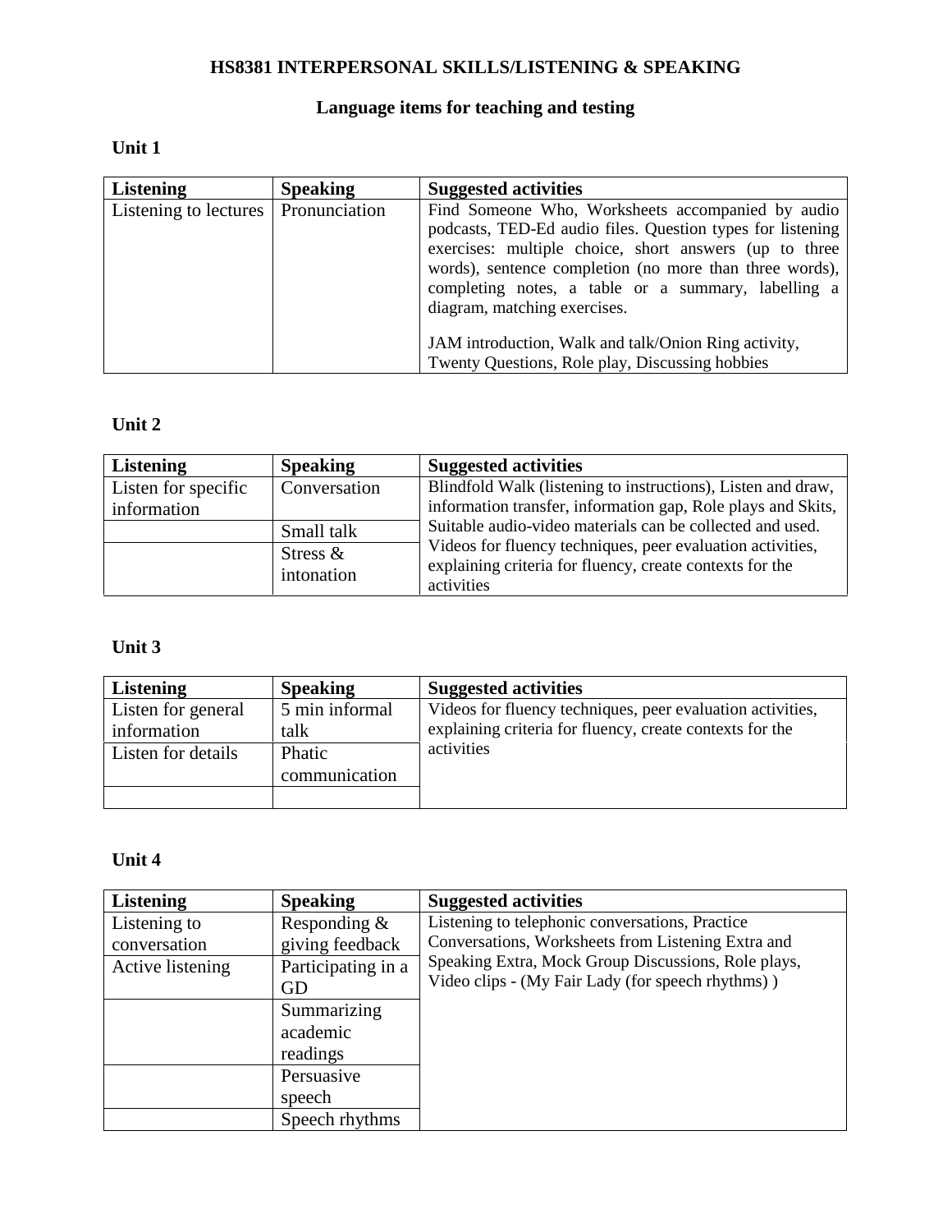# HS8381 INTERPERSONAL SKILLS/LISTENING & SPEAKING

## Language items for teaching and testing

### Unit 1

| Listening | Speaking | Suggested activities |
|---|---|---|
| Listening to lectures | Pronunciation | Find Someone Who, Worksheets accompanied by audio podcasts, TED-Ed audio files. Question types for listening exercises: multiple choice, short answers (up to three words), sentence completion (no more than three words), completing notes, a table or a summary, labelling a diagram, matching exercises.<br><br>JAM introduction, Walk and talk/Onion Ring activity, Twenty Questions, Role play, Discussing hobbies |

### Unit 2

| Listening | Speaking | Suggested activities |
|---|---|---|
| Listen for specific information | Conversation | Blindfold Walk (listening to instructions), Listen and draw, information transfer, information gap, Role plays and Skits, Suitable audio-video materials can be collected and used. Videos for fluency techniques, peer evaluation activities, explaining criteria for fluency, create contexts for the activities |
| | Small talk | |
| | Stress & intonation | |

### Unit 3

| Listening | Speaking | Suggested activities |
|---|---|---|
| Listen for general information | 5 min informal talk | Videos for fluency techniques, peer evaluation activities, explaining criteria for fluency, create contexts for the activities |
| Listen for details | Phatic communication | |
| | | |

### Unit 4

| Listening | Speaking | Suggested activities |
|---|---|---|
| Listening to conversation | Responding & giving feedback | Listening to telephonic conversations, Practice Conversations, Worksheets from Listening Extra and Speaking Extra, Mock Group Discussions, Role plays, Video clips - (My Fair Lady (for speech rhythms) ) |
| Active listening | Participating in a GD | |
| | Summarizing academic readings | |
| | Persuasive speech | |
| | Speech rhythms | |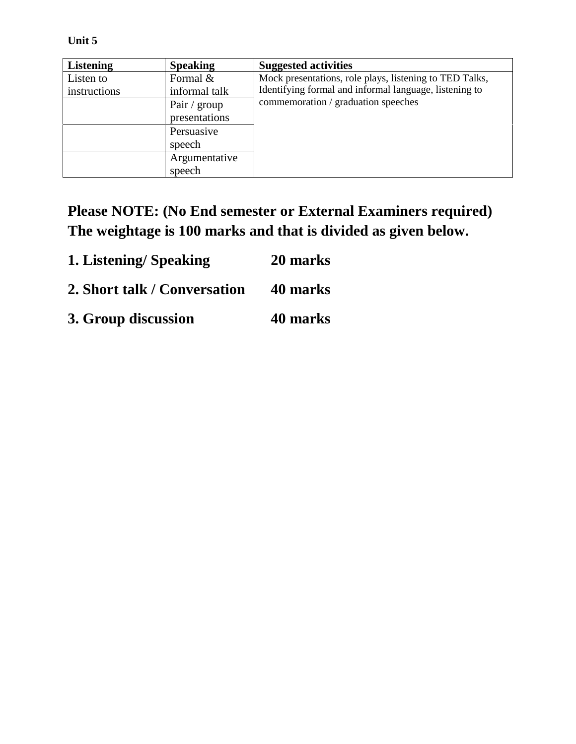**Unit 5**

| Listening | Speaking | Suggested activities |
| --- | --- | --- |
| Listen to instructions | Formal & informal talk | Mock presentations, role plays, listening to TED Talks, Identifying formal and informal language, listening to commemoration / graduation speeches |
| | Pair / group presentations | |
| | Persuasive speech | |
| | Argumentative speech | |

**Please NOTE: (No End semester or External Examiners required) The weightage is 100 marks and that is divided as given below.**

**1. Listening/ Speaking 20 marks**

**2. Short talk / Conversation 40 marks**

**3. Group discussion 40 marks**